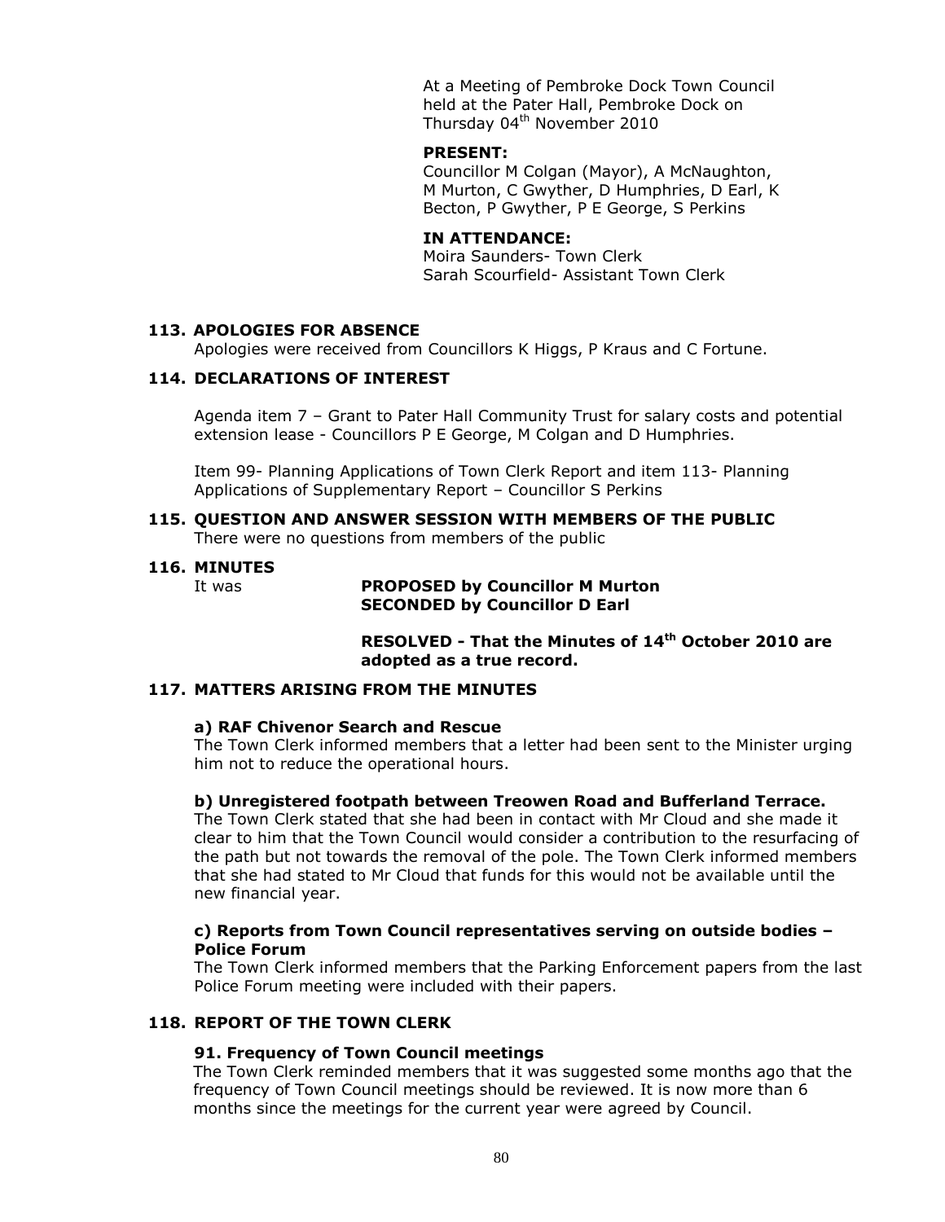At a Meeting of Pembroke Dock Town Council held at the Pater Hall, Pembroke Dock on Thursday 04th November 2010

**PRESENT:**
Councillor M Colgan (Mayor), A McNaughton, M Murton, C Gwyther, D Humphries, D Earl, K Becton, P Gwyther, P E George, S Perkins

**IN ATTENDANCE:**
Moira Saunders- Town Clerk
Sarah Scourfield- Assistant Town Clerk

## 113. APOLOGIES FOR ABSENCE

Apologies were received from Councillors K Higgs, P Kraus and C Fortune.

## 114. DECLARATIONS OF INTEREST

Agenda item 7 – Grant to Pater Hall Community Trust for salary costs and potential extension lease - Councillors P E George, M Colgan and D Humphries.

Item 99- Planning Applications of Town Clerk Report and item 113- Planning Applications of Supplementary Report – Councillor S Perkins

## 115. QUESTION AND ANSWER SESSION WITH MEMBERS OF THE PUBLIC

There were no questions from members of the public

## 116. MINUTES

It was **PROPOSED by Councillor M Murton**
**SECONDED by Councillor D Earl**

**RESOLVED - That the Minutes of 14th October 2010 are adopted as a true record.**

## 117. MATTERS ARISING FROM THE MINUTES

### a) RAF Chivenor Search and Rescue

The Town Clerk informed members that a letter had been sent to the Minister urging him not to reduce the operational hours.

### b) Unregistered footpath between Treowen Road and Bufferland Terrace.

The Town Clerk stated that she had been in contact with Mr Cloud and she made it clear to him that the Town Council would consider a contribution to the resurfacing of the path but not towards the removal of the pole. The Town Clerk informed members that she had stated to Mr Cloud that funds for this would not be available until the new financial year.

### c) Reports from Town Council representatives serving on outside bodies – Police Forum

The Town Clerk informed members that the Parking Enforcement papers from the last Police Forum meeting were included with their papers.

## 118. REPORT OF THE TOWN CLERK

### 91. Frequency of Town Council meetings

The Town Clerk reminded members that it was suggested some months ago that the frequency of Town Council meetings should be reviewed. It is now more than 6 months since the meetings for the current year were agreed by Council.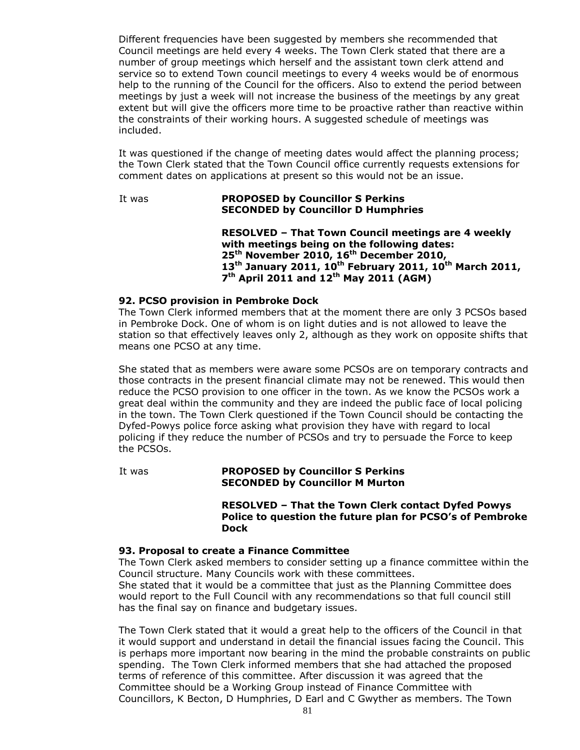Different frequencies have been suggested by members she recommended that Council meetings are held every 4 weeks. The Town Clerk stated that there are a number of group meetings which herself and the assistant town clerk attend and service so to extend Town council meetings to every 4 weeks would be of enormous help to the running of the Council for the officers. Also to extend the period between meetings by just a week will not increase the business of the meetings by any great extent but will give the officers more time to be proactive rather than reactive within the constraints of their working hours. A suggested schedule of meetings was included.

It was questioned if the change of meeting dates would affect the planning process; the Town Clerk stated that the Town Council office currently requests extensions for comment dates on applications at present so this would not be an issue.

It was **PROPOSED by Councillor S Perkins**
**SECONDED by Councillor D Humphries**

**RESOLVED – That Town Council meetings are 4 weekly with meetings being on the following dates: 25th November 2010, 16th December 2010, 13th January 2011, 10th February 2011, 10th March 2011, 7th April 2011 and 12th May 2011 (AGM)**

### 92. PCSO provision in Pembroke Dock

The Town Clerk informed members that at the moment there are only 3 PCSOs based in Pembroke Dock. One of whom is on light duties and is not allowed to leave the station so that effectively leaves only 2, although as they work on opposite shifts that means one PCSO at any time.

She stated that as members were aware some PCSOs are on temporary contracts and those contracts in the present financial climate may not be renewed. This would then reduce the PCSO provision to one officer in the town. As we know the PCSOs work a great deal within the community and they are indeed the public face of local policing in the town. The Town Clerk questioned if the Town Council should be contacting the Dyfed-Powys police force asking what provision they have with regard to local policing if they reduce the number of PCSOs and try to persuade the Force to keep the PCSOs.

It was **PROPOSED by Councillor S Perkins**
**SECONDED by Councillor M Murton**

**RESOLVED – That the Town Clerk contact Dyfed Powys Police to question the future plan for PCSO's of Pembroke Dock**

### 93. Proposal to create a Finance Committee

The Town Clerk asked members to consider setting up a finance committee within the Council structure. Many Councils work with these committees.
She stated that it would be a committee that just as the Planning Committee does would report to the Full Council with any recommendations so that full council still has the final say on finance and budgetary issues.

The Town Clerk stated that it would a great help to the officers of the Council in that it would support and understand in detail the financial issues facing the Council. This is perhaps more important now bearing in the mind the probable constraints on public spending. The Town Clerk informed members that she had attached the proposed terms of reference of this committee. After discussion it was agreed that the Committee should be a Working Group instead of Finance Committee with Councillors, K Becton, D Humphries, D Earl and C Gwyther as members. The Town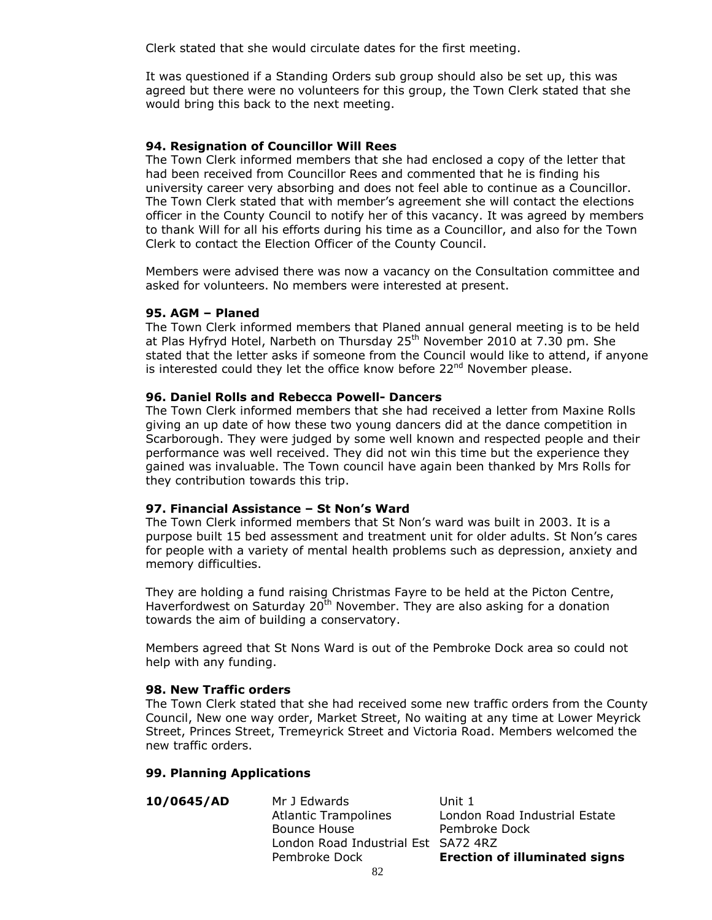Clerk stated that she would circulate dates for the first meeting.

It was questioned if a Standing Orders sub group should also be set up, this was agreed but there were no volunteers for this group, the Town Clerk stated that she would bring this back to the next meeting.

### 94. Resignation of Councillor Will Rees

The Town Clerk informed members that she had enclosed a copy of the letter that had been received from Councillor Rees and commented that he is finding his university career very absorbing and does not feel able to continue as a Councillor. The Town Clerk stated that with member's agreement she will contact the elections officer in the County Council to notify her of this vacancy. It was agreed by members to thank Will for all his efforts during his time as a Councillor, and also for the Town Clerk to contact the Election Officer of the County Council.

Members were advised there was now a vacancy on the Consultation committee and asked for volunteers. No members were interested at present.

### 95. AGM – Planed

The Town Clerk informed members that Planed annual general meeting is to be held at Plas Hyfryd Hotel, Narbeth on Thursday 25th November 2010 at 7.30 pm. She stated that the letter asks if someone from the Council would like to attend, if anyone is interested could they let the office know before 22nd November please.

### 96. Daniel Rolls and Rebecca Powell- Dancers

The Town Clerk informed members that she had received a letter from Maxine Rolls giving an up date of how these two young dancers did at the dance competition in Scarborough. They were judged by some well known and respected people and their performance was well received. They did not win this time but the experience they gained was invaluable. The Town council have again been thanked by Mrs Rolls for they contribution towards this trip.

### 97. Financial Assistance – St Non's Ward

The Town Clerk informed members that St Non's ward was built in 2003. It is a purpose built 15 bed assessment and treatment unit for older adults. St Non's cares for people with a variety of mental health problems such as depression, anxiety and memory difficulties.

They are holding a fund raising Christmas Fayre to be held at the Picton Centre, Haverfordwest on Saturday 20th November. They are also asking for a donation towards the aim of building a conservatory.

Members agreed that St Nons Ward is out of the Pembroke Dock area so could not help with any funding.

### 98. New Traffic orders

The Town Clerk stated that she had received some new traffic orders from the County Council, New one way order, Market Street, No waiting at any time at Lower Meyrick Street, Princes Street, Tremeyrick Street and Victoria Road. Members welcomed the new traffic orders.

### 99. Planning Applications

| | | |
|---|---|---|
| **10/0645/AD** | Mr J Edwards<br>Atlantic Trampolines<br>Bounce House<br>London Road Industrial Est<br>Pembroke Dock | Unit 1<br>London Road Industrial Estate<br>Pembroke Dock<br>SA72 4RZ<br>**Erection of illuminated signs** |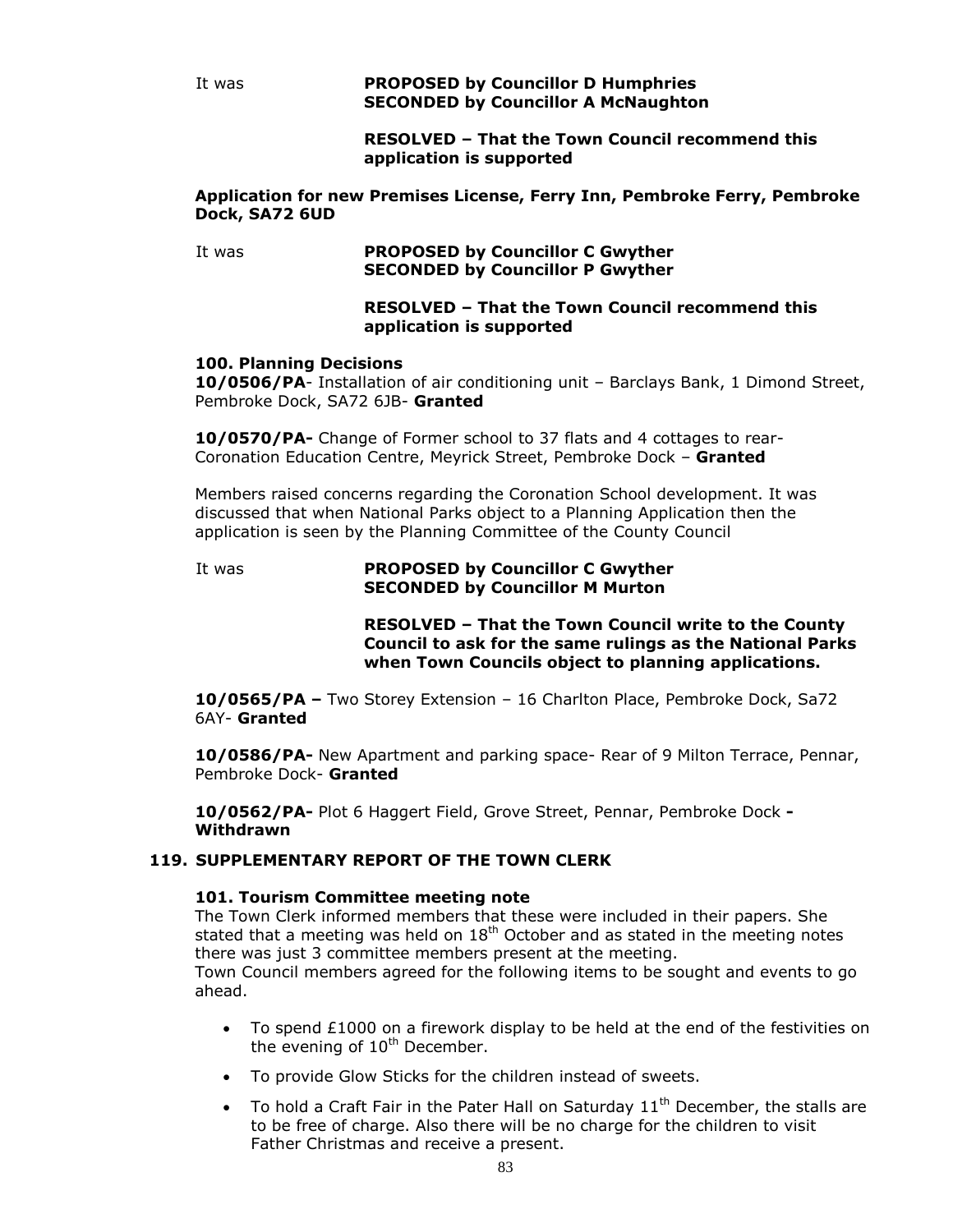It was **PROPOSED by Councillor D Humphries**
**SECONDED by Councillor A McNaughton**

**RESOLVED – That the Town Council recommend this application is supported**

**Application for new Premises License, Ferry Inn, Pembroke Ferry, Pembroke Dock, SA72 6UD**

It was **PROPOSED by Councillor C Gwyther**
**SECONDED by Councillor P Gwyther**

**RESOLVED – That the Town Council recommend this application is supported**

**100. Planning Decisions**

**10/0506/PA**- Installation of air conditioning unit – Barclays Bank, 1 Dimond Street, Pembroke Dock, SA72 6JB- **Granted**

**10/0570/PA-** Change of Former school to 37 flats and 4 cottages to rear- Coronation Education Centre, Meyrick Street, Pembroke Dock – **Granted**

Members raised concerns regarding the Coronation School development. It was discussed that when National Parks object to a Planning Application then the application is seen by the Planning Committee of the County Council

It was **PROPOSED by Councillor C Gwyther**
**SECONDED by Councillor M Murton**

**RESOLVED – That the Town Council write to the County Council to ask for the same rulings as the National Parks when Town Councils object to planning applications.**

**10/0565/PA –** Two Storey Extension – 16 Charlton Place, Pembroke Dock, Sa72 6AY- **Granted**

**10/0586/PA-** New Apartment and parking space- Rear of 9 Milton Terrace, Pennar, Pembroke Dock- **Granted**

**10/0562/PA-** Plot 6 Haggert Field, Grove Street, Pennar, Pembroke Dock **- Withdrawn**

## 119. SUPPLEMENTARY REPORT OF THE TOWN CLERK

**101. Tourism Committee meeting note**

The Town Clerk informed members that these were included in their papers. She stated that a meeting was held on 18th October and as stated in the meeting notes there was just 3 committee members present at the meeting.
Town Council members agreed for the following items to be sought and events to go ahead.

- To spend £1000 on a firework display to be held at the end of the festivities on the evening of 10th December.
- To provide Glow Sticks for the children instead of sweets.
- To hold a Craft Fair in the Pater Hall on Saturday 11th December, the stalls are to be free of charge. Also there will be no charge for the children to visit Father Christmas and receive a present.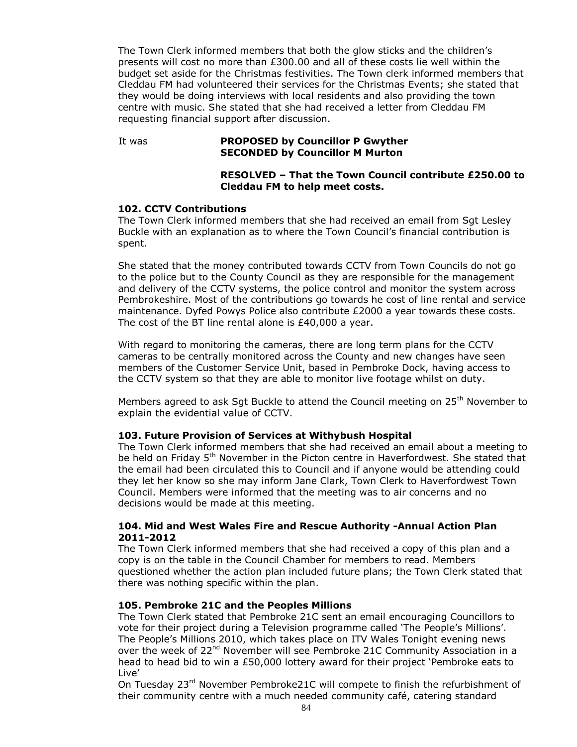The Town Clerk informed members that both the glow sticks and the children's presents will cost no more than £300.00 and all of these costs lie well within the budget set aside for the Christmas festivities. The Town clerk informed members that Cleddau FM had volunteered their services for the Christmas Events; she stated that they would be doing interviews with local residents and also providing the town centre with music. She stated that she had received a letter from Cleddau FM requesting financial support after discussion.

It was **PROPOSED by Councillor P Gwyther**
**SECONDED by Councillor M Murton**

**RESOLVED – That the Town Council contribute £250.00 to Cleddau FM to help meet costs.**

**102. CCTV Contributions**

The Town Clerk informed members that she had received an email from Sgt Lesley Buckle with an explanation as to where the Town Council's financial contribution is spent.

She stated that the money contributed towards CCTV from Town Councils do not go to the police but to the County Council as they are responsible for the management and delivery of the CCTV systems, the police control and monitor the system across Pembrokeshire. Most of the contributions go towards he cost of line rental and service maintenance. Dyfed Powys Police also contribute £2000 a year towards these costs. The cost of the BT line rental alone is £40,000 a year.

With regard to monitoring the cameras, there are long term plans for the CCTV cameras to be centrally monitored across the County and new changes have seen members of the Customer Service Unit, based in Pembroke Dock, having access to the CCTV system so that they are able to monitor live footage whilst on duty.

Members agreed to ask Sgt Buckle to attend the Council meeting on 25th November to explain the evidential value of CCTV.

**103. Future Provision of Services at Withybush Hospital**

The Town Clerk informed members that she had received an email about a meeting to be held on Friday 5th November in the Picton centre in Haverfordwest. She stated that the email had been circulated this to Council and if anyone would be attending could they let her know so she may inform Jane Clark, Town Clerk to Haverfordwest Town Council. Members were informed that the meeting was to air concerns and no decisions would be made at this meeting.

**104. Mid and West Wales Fire and Rescue Authority -Annual Action Plan 2011-2012**

The Town Clerk informed members that she had received a copy of this plan and a copy is on the table in the Council Chamber for members to read. Members questioned whether the action plan included future plans; the Town Clerk stated that there was nothing specific within the plan.

**105. Pembroke 21C and the Peoples Millions**

The Town Clerk stated that Pembroke 21C sent an email encouraging Councillors to vote for their project during a Television programme called 'The People's Millions'. The People's Millions 2010, which takes place on ITV Wales Tonight evening news over the week of 22nd November will see Pembroke 21C Community Association in a head to head bid to win a £50,000 lottery award for their project 'Pembroke eats to Live'

On Tuesday 23rd November Pembroke21C will compete to finish the refurbishment of their community centre with a much needed community café, catering standard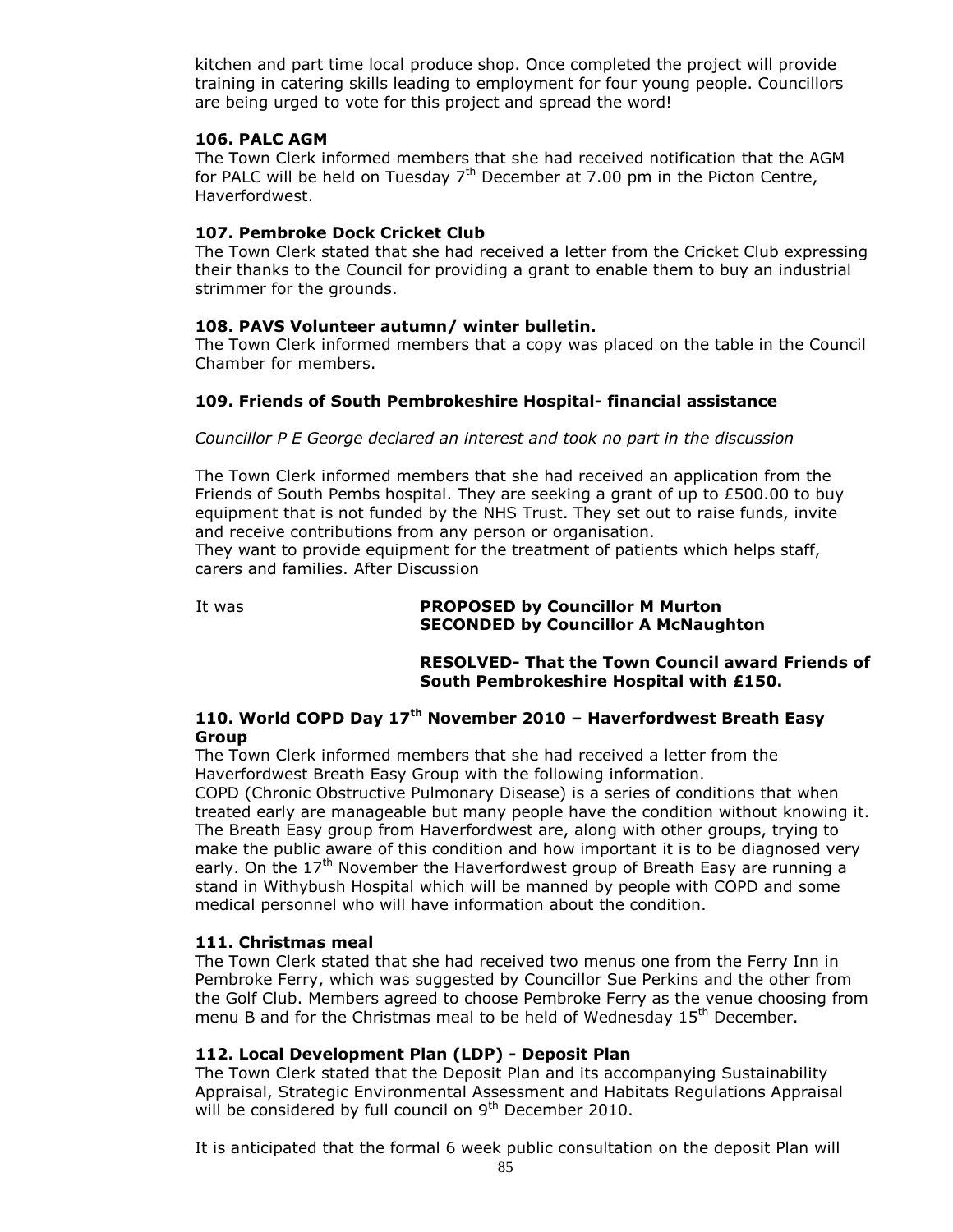kitchen and part time local produce shop. Once completed the project will provide training in catering skills leading to employment for four young people. Councillors are being urged to vote for this project and spread the word!

### 106. PALC AGM

The Town Clerk informed members that she had received notification that the AGM for PALC will be held on Tuesday 7th December at 7.00 pm in the Picton Centre, Haverfordwest.

### 107. Pembroke Dock Cricket Club

The Town Clerk stated that she had received a letter from the Cricket Club expressing their thanks to the Council for providing a grant to enable them to buy an industrial strimmer for the grounds.

### 108. PAVS Volunteer autumn/ winter bulletin.

The Town Clerk informed members that a copy was placed on the table in the Council Chamber for members.

### 109. Friends of South Pembrokeshire Hospital- financial assistance

*Councillor P E George declared an interest and took no part in the discussion*

The Town Clerk informed members that she had received an application from the Friends of South Pembs hospital. They are seeking a grant of up to £500.00 to buy equipment that is not funded by the NHS Trust. They set out to raise funds, invite and receive contributions from any person or organisation.

They want to provide equipment for the treatment of patients which helps staff, carers and families. After Discussion

It was **PROPOSED by Councillor M Murton**
**SECONDED by Councillor A McNaughton**

**RESOLVED- That the Town Council award Friends of South Pembrokeshire Hospital with £150.**

### 110. World COPD Day 17th November 2010 – Haverfordwest Breath Easy Group

The Town Clerk informed members that she had received a letter from the Haverfordwest Breath Easy Group with the following information.

COPD (Chronic Obstructive Pulmonary Disease) is a series of conditions that when treated early are manageable but many people have the condition without knowing it. The Breath Easy group from Haverfordwest are, along with other groups, trying to make the public aware of this condition and how important it is to be diagnosed very early. On the 17th November the Haverfordwest group of Breath Easy are running a stand in Withybush Hospital which will be manned by people with COPD and some medical personnel who will have information about the condition.

### 111. Christmas meal

The Town Clerk stated that she had received two menus one from the Ferry Inn in Pembroke Ferry, which was suggested by Councillor Sue Perkins and the other from the Golf Club. Members agreed to choose Pembroke Ferry as the venue choosing from menu B and for the Christmas meal to be held of Wednesday 15th December.

### 112. Local Development Plan (LDP) - Deposit Plan

The Town Clerk stated that the Deposit Plan and its accompanying Sustainability Appraisal, Strategic Environmental Assessment and Habitats Regulations Appraisal will be considered by full council on 9th December 2010.

It is anticipated that the formal 6 week public consultation on the deposit Plan will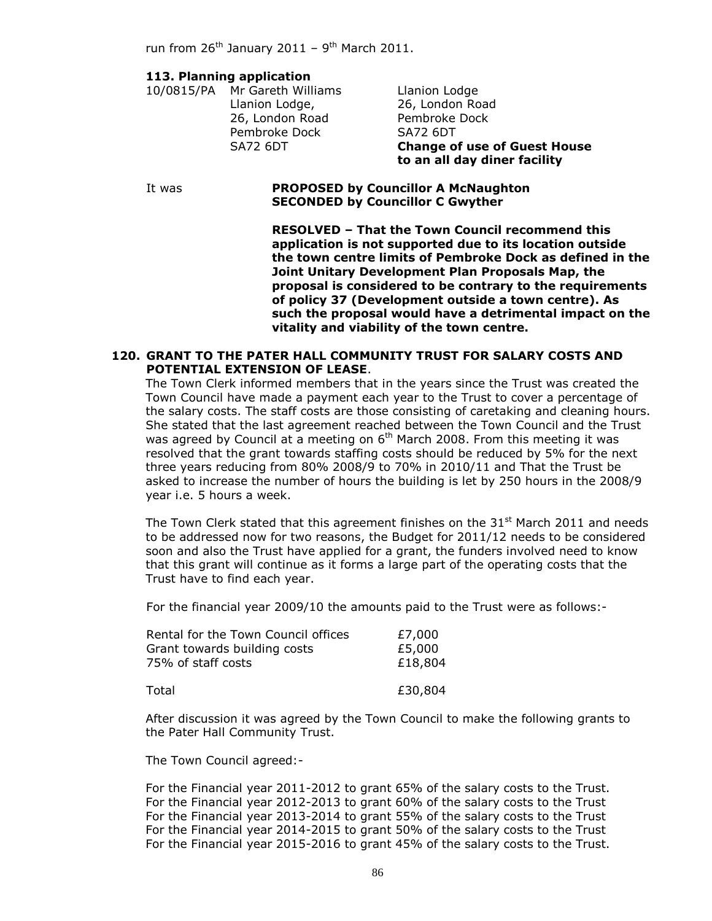run from 26th January 2011 – 9th March 2011.

**113. Planning application**

| | | |
|---|---|---|
| 10/0815/PA | Mr Gareth Williams<br>Llanion Lodge,<br>26, London Road<br>Pembroke Dock<br>SA72 6DT | Llanion Lodge<br>26, London Road<br>Pembroke Dock<br>SA72 6DT<br>**Change of use of Guest House to an all day diner facility** |

It was **PROPOSED by Councillor A McNaughton**
**SECONDED by Councillor C Gwyther**

**RESOLVED – That the Town Council recommend this application is not supported due to its location outside the town centre limits of Pembroke Dock as defined in the Joint Unitary Development Plan Proposals Map, the proposal is considered to be contrary to the requirements of policy 37 (Development outside a town centre). As such the proposal would have a detrimental impact on the vitality and viability of the town centre.**

**120. GRANT TO THE PATER HALL COMMUNITY TRUST FOR SALARY COSTS AND POTENTIAL EXTENSION OF LEASE**.

The Town Clerk informed members that in the years since the Trust was created the Town Council have made a payment each year to the Trust to cover a percentage of the salary costs. The staff costs are those consisting of caretaking and cleaning hours. She stated that the last agreement reached between the Town Council and the Trust was agreed by Council at a meeting on 6th March 2008. From this meeting it was resolved that the grant towards staffing costs should be reduced by 5% for the next three years reducing from 80% 2008/9 to 70% in 2010/11 and That the Trust be asked to increase the number of hours the building is let by 250 hours in the 2008/9 year i.e. 5 hours a week.

The Town Clerk stated that this agreement finishes on the 31st March 2011 and needs to be addressed now for two reasons, the Budget for 2011/12 needs to be considered soon and also the Trust have applied for a grant, the funders involved need to know that this grant will continue as it forms a large part of the operating costs that the Trust have to find each year.

For the financial year 2009/10 the amounts paid to the Trust were as follows:-

| | |
|---|---|
| Rental for the Town Council offices | £7,000 |
| Grant towards building costs | £5,000 |
| 75% of staff costs | £18,804 |
| Total | £30,804 |

After discussion it was agreed by the Town Council to make the following grants to the Pater Hall Community Trust.

The Town Council agreed:-

For the Financial year 2011-2012 to grant 65% of the salary costs to the Trust.
For the Financial year 2012-2013 to grant 60% of the salary costs to the Trust
For the Financial year 2013-2014 to grant 55% of the salary costs to the Trust
For the Financial year 2014-2015 to grant 50% of the salary costs to the Trust
For the Financial year 2015-2016 to grant 45% of the salary costs to the Trust.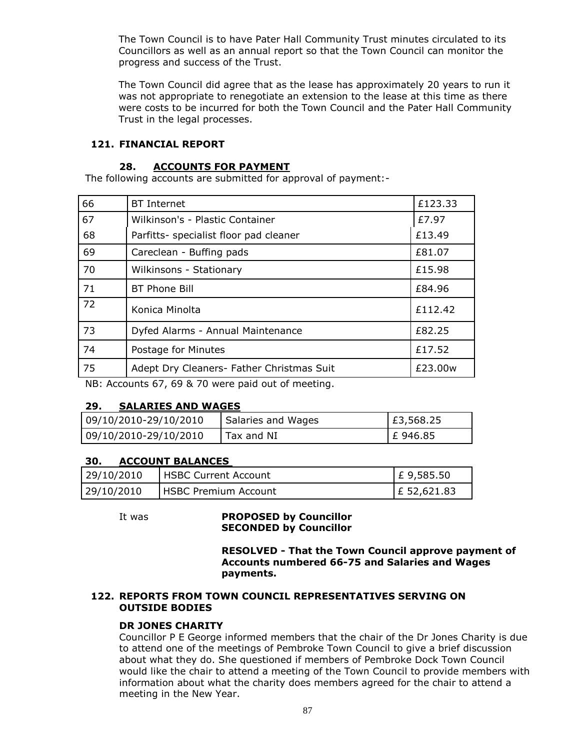The Town Council is to have Pater Hall Community Trust minutes circulated to its Councillors as well as an annual report so that the Town Council can monitor the progress and success of the Trust.

The Town Council did agree that as the lease has approximately 20 years to run it was not appropriate to renegotiate an extension to the lease at this time as there were costs to be incurred for both the Town Council and the Pater Hall Community Trust in the legal processes.

## 121. FINANCIAL REPORT

### 28. ACCOUNTS FOR PAYMENT

The following accounts are submitted for approval of payment:-

| | | |
|---|---|---|
| 66 | BT Internet | £123.33 |
| 67 | Wilkinson's - Plastic Container | £7.97 |
| 68 | Parfitts- specialist floor pad cleaner | £13.49 |
| 69 | Careclean - Buffing pads | £81.07 |
| 70 | Wilkinsons - Stationary | £15.98 |
| 71 | BT Phone Bill | £84.96 |
| 72 | Konica Minolta | £112.42 |
| 73 | Dyfed Alarms - Annual Maintenance | £82.25 |
| 74 | Postage for Minutes | £17.52 |
| 75 | Adept Dry Cleaners- Father Christmas Suit | £23.00w |

NB: Accounts 67, 69 & 70 were paid out of meeting.

### 29. SALARIES AND WAGES

| | | |
|---|---|---|
| 09/10/2010-29/10/2010 | Salaries and Wages | £3,568.25 |
| 09/10/2010-29/10/2010 | Tax and NI | £ 946.85 |

### 30. ACCOUNT BALANCES

| | | |
|---|---|---|
| 29/10/2010 | HSBC Current Account | £ 9,585.50 |
| 29/10/2010 | HSBC Premium Account | £ 52,621.83 |

It was **PROPOSED by Councillor**
**SECONDED by Councillor**

**RESOLVED - That the Town Council approve payment of Accounts numbered 66-75 and Salaries and Wages payments.**

## 122. REPORTS FROM TOWN COUNCIL REPRESENTATIVES SERVING ON OUTSIDE BODIES

### DR JONES CHARITY

Councillor P E George informed members that the chair of the Dr Jones Charity is due to attend one of the meetings of Pembroke Town Council to give a brief discussion about what they do. She questioned if members of Pembroke Dock Town Council would like the chair to attend a meeting of the Town Council to provide members with information about what the charity does members agreed for the chair to attend a meeting in the New Year.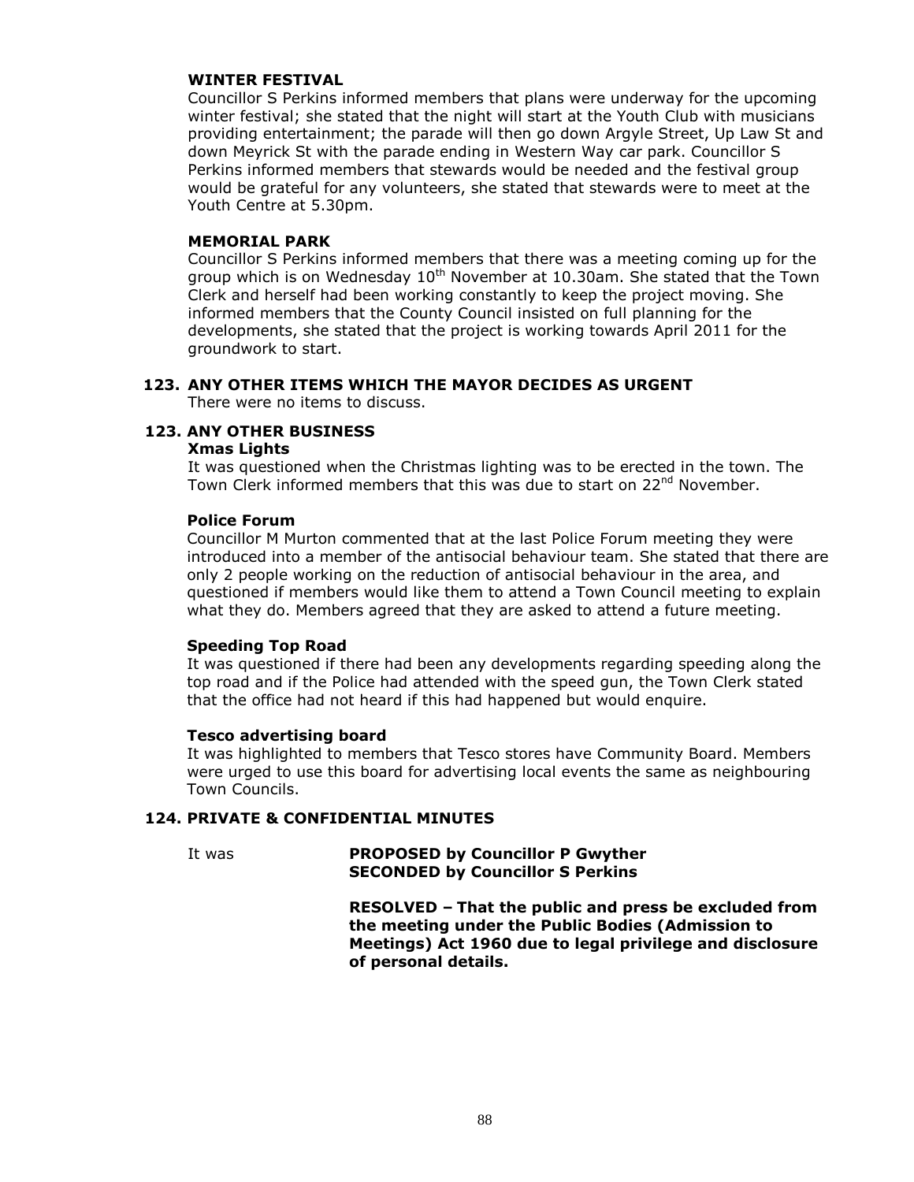**WINTER FESTIVAL**

Councillor S Perkins informed members that plans were underway for the upcoming winter festival; she stated that the night will start at the Youth Club with musicians providing entertainment; the parade will then go down Argyle Street, Up Law St and down Meyrick St with the parade ending in Western Way car park. Councillor S Perkins informed members that stewards would be needed and the festival group would be grateful for any volunteers, she stated that stewards were to meet at the Youth Centre at 5.30pm.

**MEMORIAL PARK**

Councillor S Perkins informed members that there was a meeting coming up for the group which is on Wednesday 10th November at 10.30am. She stated that the Town Clerk and herself had been working constantly to keep the project moving. She informed members that the County Council insisted on full planning for the developments, she stated that the project is working towards April 2011 for the groundwork to start.

## 123. ANY OTHER ITEMS WHICH THE MAYOR DECIDES AS URGENT

There were no items to discuss.

## 123. ANY OTHER BUSINESS

**Xmas Lights**

It was questioned when the Christmas lighting was to be erected in the town. The Town Clerk informed members that this was due to start on 22nd November.

**Police Forum**

Councillor M Murton commented that at the last Police Forum meeting they were introduced into a member of the antisocial behaviour team. She stated that there are only 2 people working on the reduction of antisocial behaviour in the area, and questioned if members would like them to attend a Town Council meeting to explain what they do. Members agreed that they are asked to attend a future meeting.

**Speeding Top Road**

It was questioned if there had been any developments regarding speeding along the top road and if the Police had attended with the speed gun, the Town Clerk stated that the office had not heard if this had happened but would enquire.

**Tesco advertising board**

It was highlighted to members that Tesco stores have Community Board. Members were urged to use this board for advertising local events the same as neighbouring Town Councils.

## 124. PRIVATE & CONFIDENTIAL MINUTES

It was **PROPOSED by Councillor P Gwyther**
**SECONDED by Councillor S Perkins**

**RESOLVED – That the public and press be excluded from the meeting under the Public Bodies (Admission to Meetings) Act 1960 due to legal privilege and disclosure of personal details.**